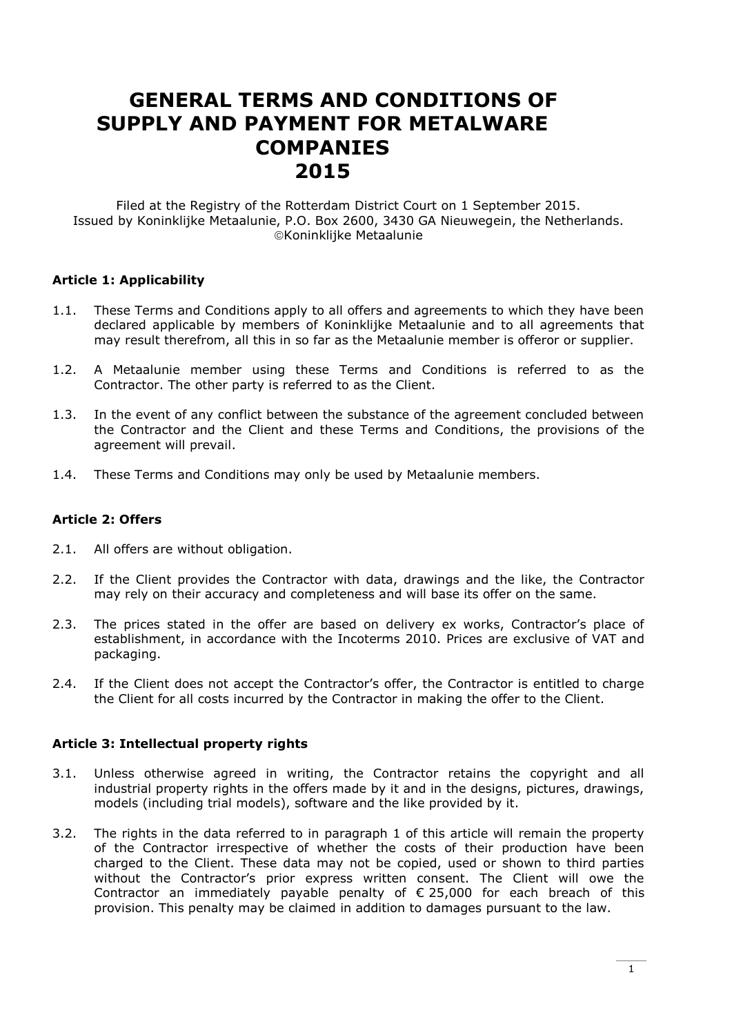# GENERAL TERMS AND CONDITIONS OF SUPPLY AND PAYMENT FOR METALWARE COMPANIES 2015

Filed at the Registry of the Rotterdam District Court on 1 September 2015.
Issued by Koninklijke Metaalunie, P.O. Box 2600, 3430 GA Nieuwegein, the Netherlands.
©Koninklijke Metaalunie

### Article 1: Applicability

1.1. These Terms and Conditions apply to all offers and agreements to which they have been declared applicable by members of Koninklijke Metaalunie and to all agreements that may result therefrom, all this in so far as the Metaalunie member is offeror or supplier.

1.2. A Metaalunie member using these Terms and Conditions is referred to as the Contractor. The other party is referred to as the Client.

1.3. In the event of any conflict between the substance of the agreement concluded between the Contractor and the Client and these Terms and Conditions, the provisions of the agreement will prevail.

1.4. These Terms and Conditions may only be used by Metaalunie members.

### Article 2: Offers

2.1. All offers are without obligation.

2.2. If the Client provides the Contractor with data, drawings and the like, the Contractor may rely on their accuracy and completeness and will base its offer on the same.

2.3. The prices stated in the offer are based on delivery ex works, Contractor's place of establishment, in accordance with the Incoterms 2010. Prices are exclusive of VAT and packaging.

2.4. If the Client does not accept the Contractor's offer, the Contractor is entitled to charge the Client for all costs incurred by the Contractor in making the offer to the Client.

### Article 3: Intellectual property rights

3.1. Unless otherwise agreed in writing, the Contractor retains the copyright and all industrial property rights in the offers made by it and in the designs, pictures, drawings, models (including trial models), software and the like provided by it.

3.2. The rights in the data referred to in paragraph 1 of this article will remain the property of the Contractor irrespective of whether the costs of their production have been charged to the Client. These data may not be copied, used or shown to third parties without the Contractor's prior express written consent. The Client will owe the Contractor an immediately payable penalty of € 25,000 for each breach of this provision. This penalty may be claimed in addition to damages pursuant to the law.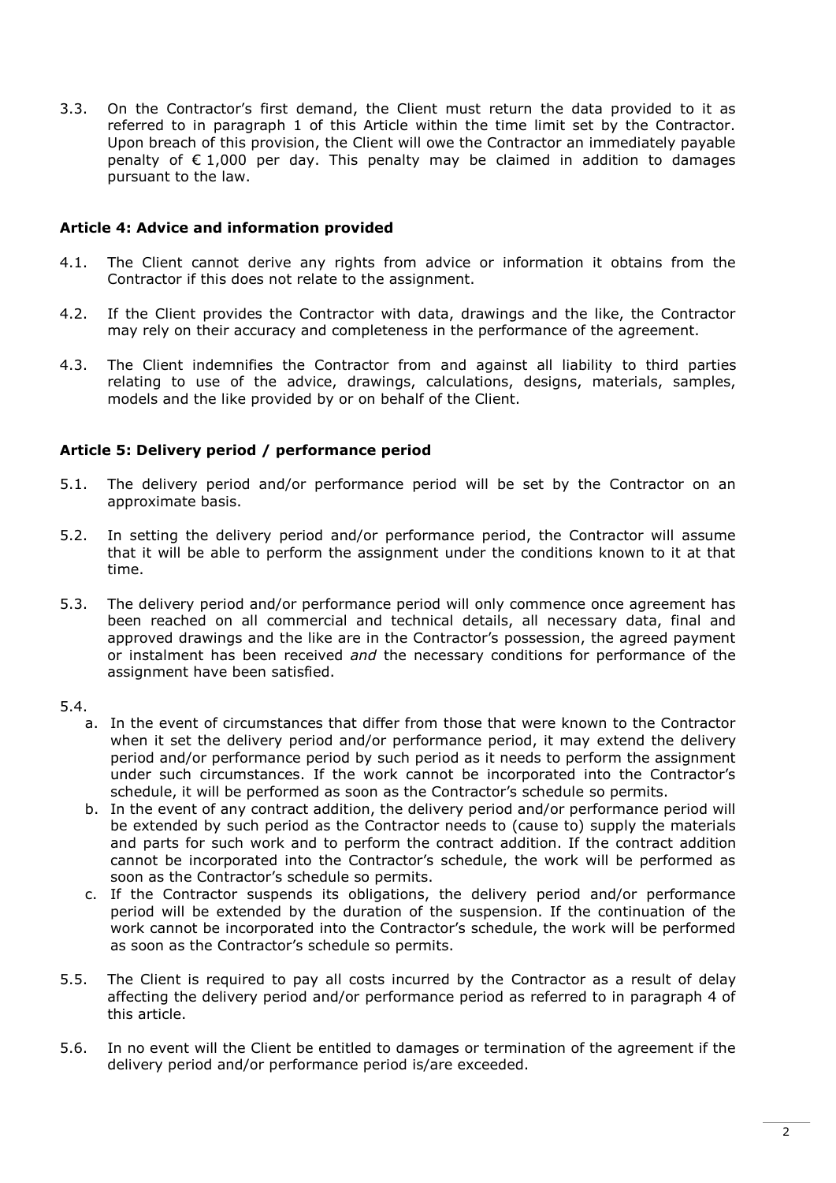3.3. On the Contractor's first demand, the Client must return the data provided to it as referred to in paragraph 1 of this Article within the time limit set by the Contractor. Upon breach of this provision, the Client will owe the Contractor an immediately payable penalty of € 1,000 per day. This penalty may be claimed in addition to damages pursuant to the law.

### Article 4: Advice and information provided

4.1. The Client cannot derive any rights from advice or information it obtains from the Contractor if this does not relate to the assignment.

4.2. If the Client provides the Contractor with data, drawings and the like, the Contractor may rely on their accuracy and completeness in the performance of the agreement.

4.3. The Client indemnifies the Contractor from and against all liability to third parties relating to use of the advice, drawings, calculations, designs, materials, samples, models and the like provided by or on behalf of the Client.

### Article 5: Delivery period / performance period

5.1. The delivery period and/or performance period will be set by the Contractor on an approximate basis.

5.2. In setting the delivery period and/or performance period, the Contractor will assume that it will be able to perform the assignment under the conditions known to it at that time.

5.3. The delivery period and/or performance period will only commence once agreement has been reached on all commercial and technical details, all necessary data, final and approved drawings and the like are in the Contractor's possession, the agreed payment or instalment has been received *and* the necessary conditions for performance of the assignment have been satisfied.

5.4.

a. In the event of circumstances that differ from those that were known to the Contractor when it set the delivery period and/or performance period, it may extend the delivery period and/or performance period by such period as it needs to perform the assignment under such circumstances. If the work cannot be incorporated into the Contractor's schedule, it will be performed as soon as the Contractor's schedule so permits.

b. In the event of any contract addition, the delivery period and/or performance period will be extended by such period as the Contractor needs to (cause to) supply the materials and parts for such work and to perform the contract addition. If the contract addition cannot be incorporated into the Contractor's schedule, the work will be performed as soon as the Contractor's schedule so permits.

c. If the Contractor suspends its obligations, the delivery period and/or performance period will be extended by the duration of the suspension. If the continuation of the work cannot be incorporated into the Contractor's schedule, the work will be performed as soon as the Contractor's schedule so permits.

5.5. The Client is required to pay all costs incurred by the Contractor as a result of delay affecting the delivery period and/or performance period as referred to in paragraph 4 of this article.

5.6. In no event will the Client be entitled to damages or termination of the agreement if the delivery period and/or performance period is/are exceeded.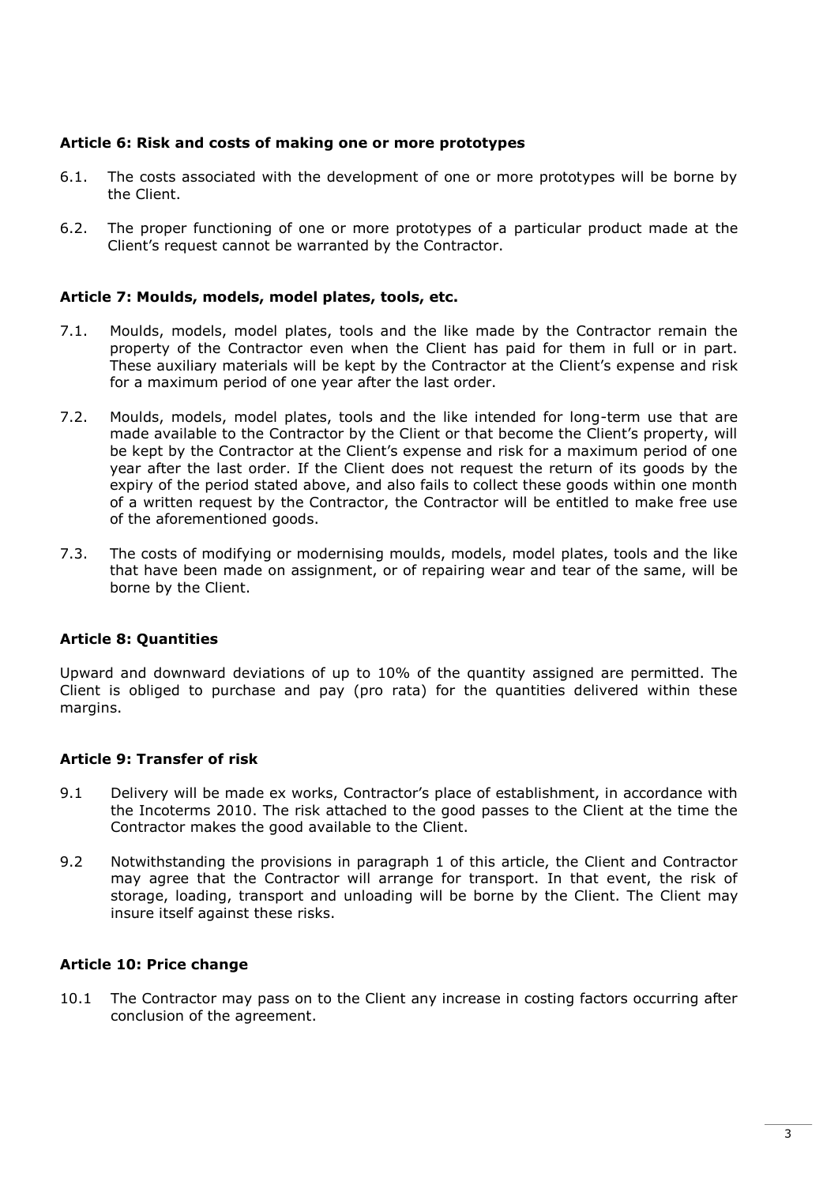### Article 6: Risk and costs of making one or more prototypes

6.1. The costs associated with the development of one or more prototypes will be borne by the Client.

6.2. The proper functioning of one or more prototypes of a particular product made at the Client's request cannot be warranted by the Contractor.

### Article 7: Moulds, models, model plates, tools, etc.

7.1. Moulds, models, model plates, tools and the like made by the Contractor remain the property of the Contractor even when the Client has paid for them in full or in part. These auxiliary materials will be kept by the Contractor at the Client's expense and risk for a maximum period of one year after the last order.

7.2. Moulds, models, model plates, tools and the like intended for long-term use that are made available to the Contractor by the Client or that become the Client's property, will be kept by the Contractor at the Client's expense and risk for a maximum period of one year after the last order. If the Client does not request the return of its goods by the expiry of the period stated above, and also fails to collect these goods within one month of a written request by the Contractor, the Contractor will be entitled to make free use of the aforementioned goods.

7.3. The costs of modifying or modernising moulds, models, model plates, tools and the like that have been made on assignment, or of repairing wear and tear of the same, will be borne by the Client.

### Article 8: Quantities

Upward and downward deviations of up to 10% of the quantity assigned are permitted. The Client is obliged to purchase and pay (pro rata) for the quantities delivered within these margins.

### Article 9: Transfer of risk

9.1 Delivery will be made ex works, Contractor's place of establishment, in accordance with the Incoterms 2010. The risk attached to the good passes to the Client at the time the Contractor makes the good available to the Client.

9.2 Notwithstanding the provisions in paragraph 1 of this article, the Client and Contractor may agree that the Contractor will arrange for transport. In that event, the risk of storage, loading, transport and unloading will be borne by the Client. The Client may insure itself against these risks.

### Article 10: Price change

10.1 The Contractor may pass on to the Client any increase in costing factors occurring after conclusion of the agreement.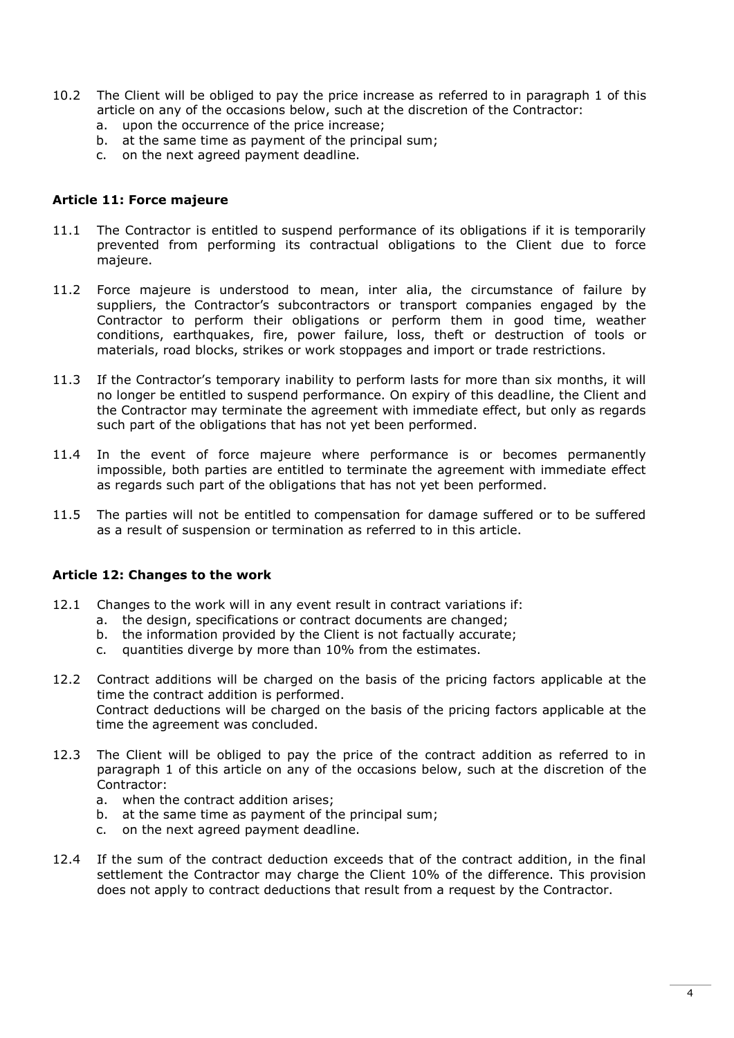10.2 The Client will be obliged to pay the price increase as referred to in paragraph 1 of this article on any of the occasions below, such at the discretion of the Contractor:
   a. upon the occurrence of the price increase;
   b. at the same time as payment of the principal sum;
   c. on the next agreed payment deadline.

### Article 11: Force majeure

11.1 The Contractor is entitled to suspend performance of its obligations if it is temporarily prevented from performing its contractual obligations to the Client due to force majeure.

11.2 Force majeure is understood to mean, inter alia, the circumstance of failure by suppliers, the Contractor's subcontractors or transport companies engaged by the Contractor to perform their obligations or perform them in good time, weather conditions, earthquakes, fire, power failure, loss, theft or destruction of tools or materials, road blocks, strikes or work stoppages and import or trade restrictions.

11.3 If the Contractor's temporary inability to perform lasts for more than six months, it will no longer be entitled to suspend performance. On expiry of this deadline, the Client and the Contractor may terminate the agreement with immediate effect, but only as regards such part of the obligations that has not yet been performed.

11.4 In the event of force majeure where performance is or becomes permanently impossible, both parties are entitled to terminate the agreement with immediate effect as regards such part of the obligations that has not yet been performed.

11.5 The parties will not be entitled to compensation for damage suffered or to be suffered as a result of suspension or termination as referred to in this article.

### Article 12: Changes to the work

12.1 Changes to the work will in any event result in contract variations if:
   a. the design, specifications or contract documents are changed;
   b. the information provided by the Client is not factually accurate;
   c. quantities diverge by more than 10% from the estimates.

12.2 Contract additions will be charged on the basis of the pricing factors applicable at the time the contract addition is performed.
Contract deductions will be charged on the basis of the pricing factors applicable at the time the agreement was concluded.

12.3 The Client will be obliged to pay the price of the contract addition as referred to in paragraph 1 of this article on any of the occasions below, such at the discretion of the Contractor:
   a. when the contract addition arises;
   b. at the same time as payment of the principal sum;
   c. on the next agreed payment deadline.

12.4 If the sum of the contract deduction exceeds that of the contract addition, in the final settlement the Contractor may charge the Client 10% of the difference. This provision does not apply to contract deductions that result from a request by the Contractor.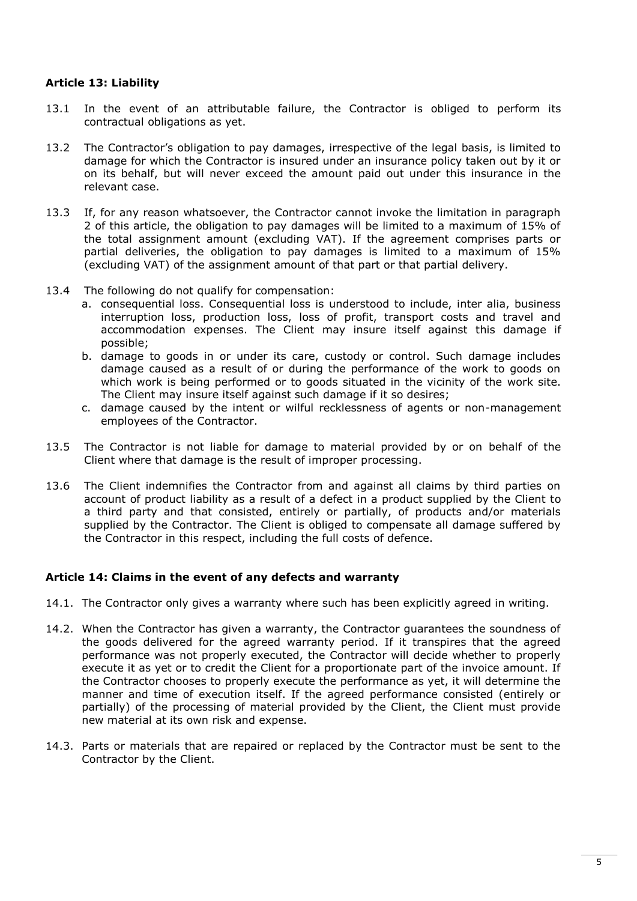### Article 13: Liability

13.1 In the event of an attributable failure, the Contractor is obliged to perform its contractual obligations as yet.

13.2 The Contractor's obligation to pay damages, irrespective of the legal basis, is limited to damage for which the Contractor is insured under an insurance policy taken out by it or on its behalf, but will never exceed the amount paid out under this insurance in the relevant case.

13.3 If, for any reason whatsoever, the Contractor cannot invoke the limitation in paragraph 2 of this article, the obligation to pay damages will be limited to a maximum of 15% of the total assignment amount (excluding VAT). If the agreement comprises parts or partial deliveries, the obligation to pay damages is limited to a maximum of 15% (excluding VAT) of the assignment amount of that part or that partial delivery.

13.4 The following do not qualify for compensation:

a. consequential loss. Consequential loss is understood to include, inter alia, business interruption loss, production loss, loss of profit, transport costs and travel and accommodation expenses. The Client may insure itself against this damage if possible;

b. damage to goods in or under its care, custody or control. Such damage includes damage caused as a result of or during the performance of the work to goods on which work is being performed or to goods situated in the vicinity of the work site. The Client may insure itself against such damage if it so desires;

c. damage caused by the intent or wilful recklessness of agents or non-management employees of the Contractor.

13.5 The Contractor is not liable for damage to material provided by or on behalf of the Client where that damage is the result of improper processing.

13.6 The Client indemnifies the Contractor from and against all claims by third parties on account of product liability as a result of a defect in a product supplied by the Client to a third party and that consisted, entirely or partially, of products and/or materials supplied by the Contractor. The Client is obliged to compensate all damage suffered by the Contractor in this respect, including the full costs of defence.

### Article 14: Claims in the event of any defects and warranty

14.1. The Contractor only gives a warranty where such has been explicitly agreed in writing.

14.2. When the Contractor has given a warranty, the Contractor guarantees the soundness of the goods delivered for the agreed warranty period. If it transpires that the agreed performance was not properly executed, the Contractor will decide whether to properly execute it as yet or to credit the Client for a proportionate part of the invoice amount. If the Contractor chooses to properly execute the performance as yet, it will determine the manner and time of execution itself. If the agreed performance consisted (entirely or partially) of the processing of material provided by the Client, the Client must provide new material at its own risk and expense.

14.3. Parts or materials that are repaired or replaced by the Contractor must be sent to the Contractor by the Client.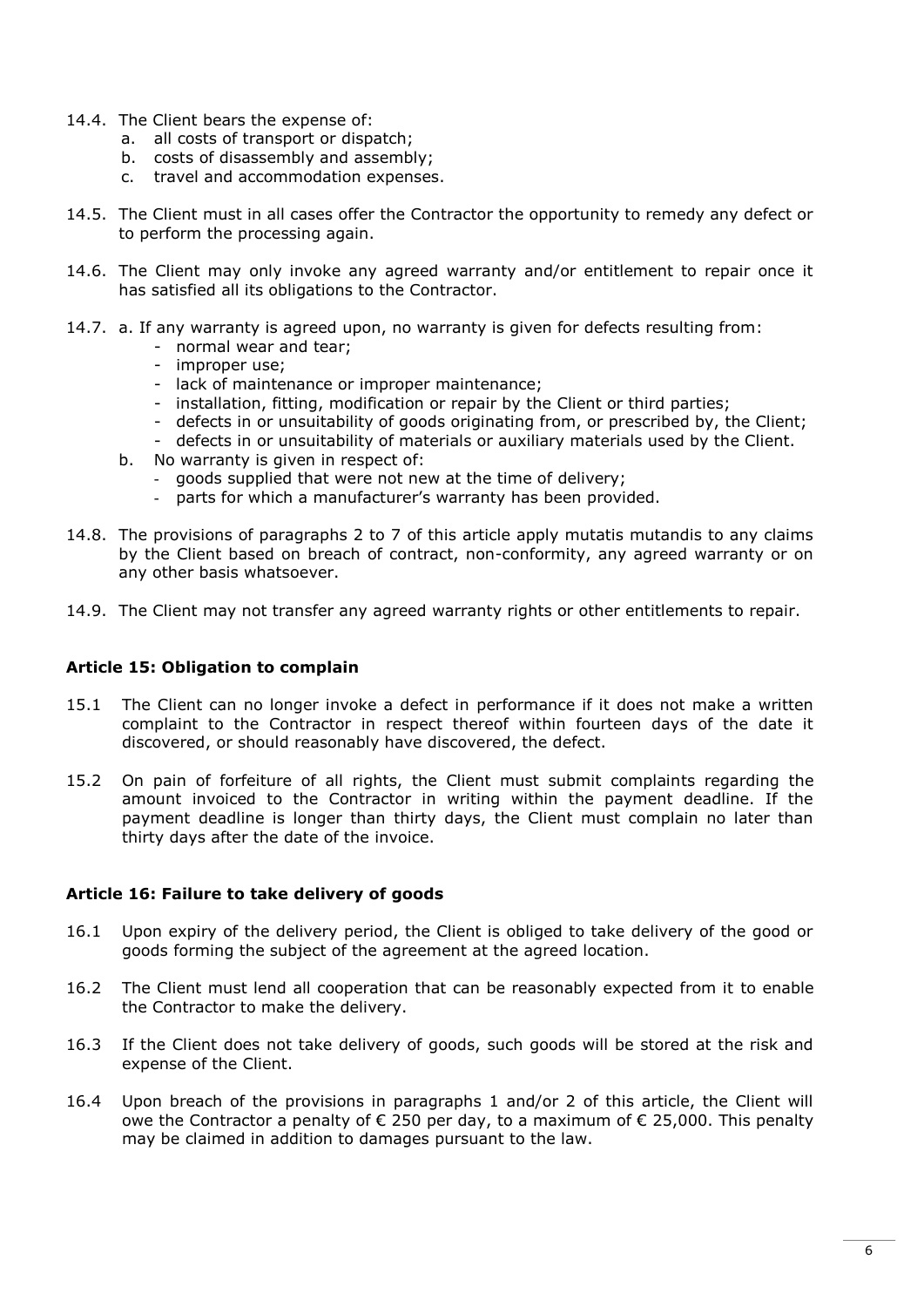14.4. The Client bears the expense of:
   a. all costs of transport or dispatch;
   b. costs of disassembly and assembly;
   c. travel and accommodation expenses.

14.5. The Client must in all cases offer the Contractor the opportunity to remedy any defect or to perform the processing again.

14.6. The Client may only invoke any agreed warranty and/or entitlement to repair once it has satisfied all its obligations to the Contractor.

14.7. a. If any warranty is agreed upon, no warranty is given for defects resulting from:
   - normal wear and tear;
   - improper use;
   - lack of maintenance or improper maintenance;
   - installation, fitting, modification or repair by the Client or third parties;
   - defects in or unsuitability of goods originating from, or prescribed by, the Client;
   - defects in or unsuitability of materials or auxiliary materials used by the Client.

   b. No warranty is given in respect of:
   - goods supplied that were not new at the time of delivery;
   - parts for which a manufacturer's warranty has been provided.

14.8. The provisions of paragraphs 2 to 7 of this article apply mutatis mutandis to any claims by the Client based on breach of contract, non-conformity, any agreed warranty or on any other basis whatsoever.

14.9. The Client may not transfer any agreed warranty rights or other entitlements to repair.

### Article 15: Obligation to complain

15.1 The Client can no longer invoke a defect in performance if it does not make a written complaint to the Contractor in respect thereof within fourteen days of the date it discovered, or should reasonably have discovered, the defect.

15.2 On pain of forfeiture of all rights, the Client must submit complaints regarding the amount invoiced to the Contractor in writing within the payment deadline. If the payment deadline is longer than thirty days, the Client must complain no later than thirty days after the date of the invoice.

### Article 16: Failure to take delivery of goods

16.1 Upon expiry of the delivery period, the Client is obliged to take delivery of the good or goods forming the subject of the agreement at the agreed location.

16.2 The Client must lend all cooperation that can be reasonably expected from it to enable the Contractor to make the delivery.

16.3 If the Client does not take delivery of goods, such goods will be stored at the risk and expense of the Client.

16.4 Upon breach of the provisions in paragraphs 1 and/or 2 of this article, the Client will owe the Contractor a penalty of € 250 per day, to a maximum of € 25,000. This penalty may be claimed in addition to damages pursuant to the law.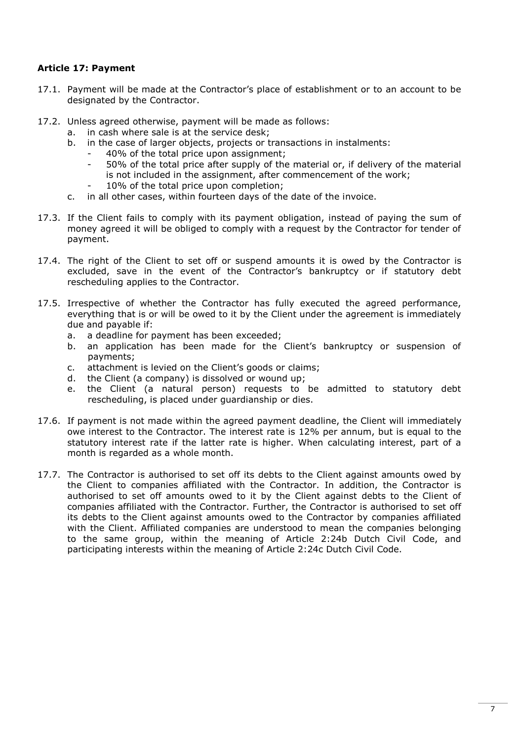**Article 17: Payment**

17.1. Payment will be made at the Contractor's place of establishment or to an account to be designated by the Contractor.

17.2. Unless agreed otherwise, payment will be made as follows:
   a. in cash where sale is at the service desk;
   b. in the case of larger objects, projects or transactions in instalments:
      - 40% of the total price upon assignment;
      - 50% of the total price after supply of the material or, if delivery of the material is not included in the assignment, after commencement of the work;
      - 10% of the total price upon completion;
   c. in all other cases, within fourteen days of the date of the invoice.

17.3. If the Client fails to comply with its payment obligation, instead of paying the sum of money agreed it will be obliged to comply with a request by the Contractor for tender of payment.

17.4. The right of the Client to set off or suspend amounts it is owed by the Contractor is excluded, save in the event of the Contractor's bankruptcy or if statutory debt rescheduling applies to the Contractor.

17.5. Irrespective of whether the Contractor has fully executed the agreed performance, everything that is or will be owed to it by the Client under the agreement is immediately due and payable if:
   a. a deadline for payment has been exceeded;
   b. an application has been made for the Client's bankruptcy or suspension of payments;
   c. attachment is levied on the Client's goods or claims;
   d. the Client (a company) is dissolved or wound up;
   e. the Client (a natural person) requests to be admitted to statutory debt rescheduling, is placed under guardianship or dies.

17.6. If payment is not made within the agreed payment deadline, the Client will immediately owe interest to the Contractor. The interest rate is 12% per annum, but is equal to the statutory interest rate if the latter rate is higher. When calculating interest, part of a month is regarded as a whole month.

17.7. The Contractor is authorised to set off its debts to the Client against amounts owed by the Client to companies affiliated with the Contractor. In addition, the Contractor is authorised to set off amounts owed to it by the Client against debts to the Client of companies affiliated with the Contractor. Further, the Contractor is authorised to set off its debts to the Client against amounts owed to the Contractor by companies affiliated with the Client. Affiliated companies are understood to mean the companies belonging to the same group, within the meaning of Article 2:24b Dutch Civil Code, and participating interests within the meaning of Article 2:24c Dutch Civil Code.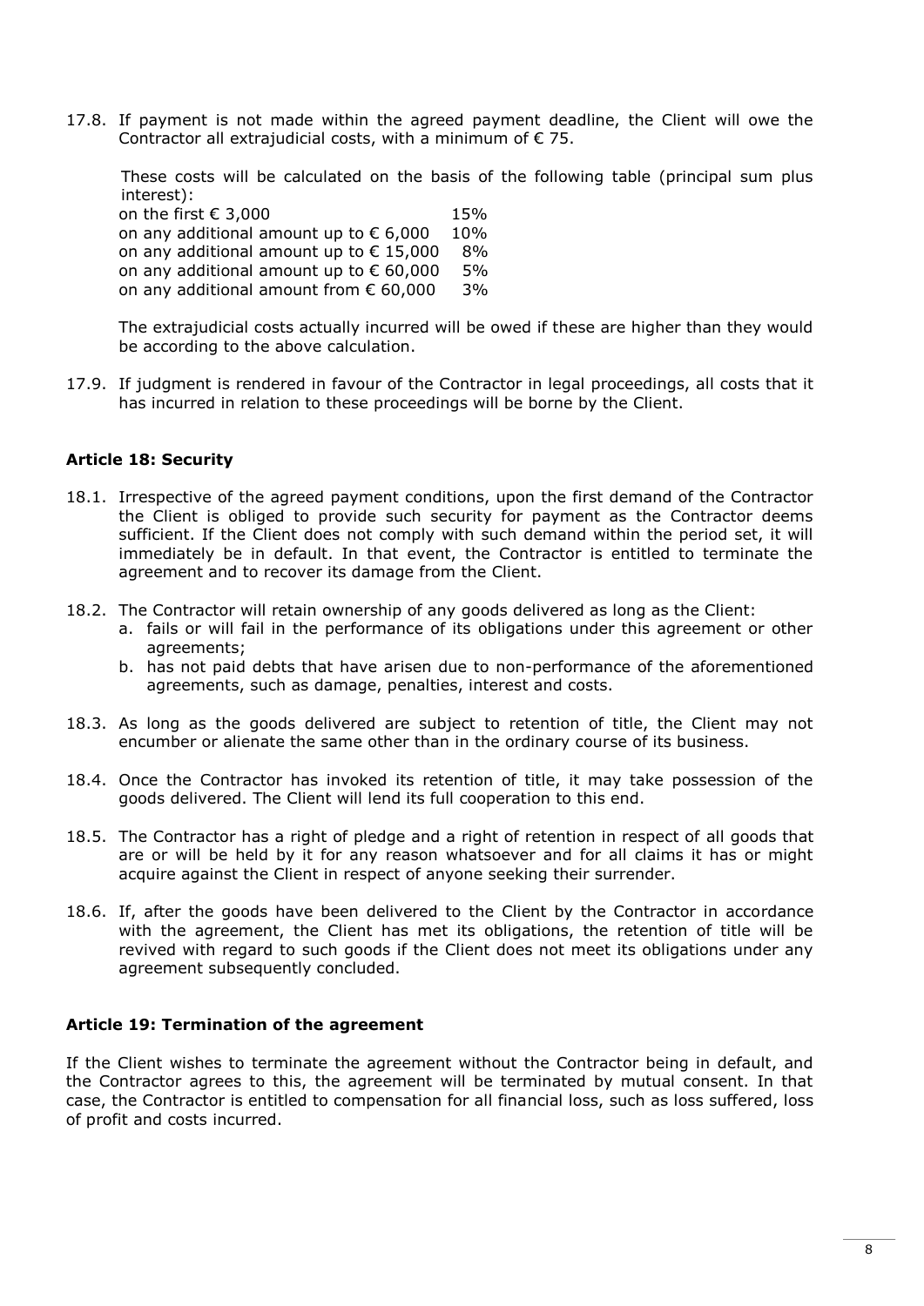17.8. If payment is not made within the agreed payment deadline, the Client will owe the Contractor all extrajudicial costs, with a minimum of € 75.

These costs will be calculated on the basis of the following table (principal sum plus interest):

| | |
|---|---|
| on the first € 3,000 | 15% |
| on any additional amount up to € 6,000 | 10% |
| on any additional amount up to € 15,000 | 8% |
| on any additional amount up to € 60,000 | 5% |
| on any additional amount from € 60,000 | 3% |

The extrajudicial costs actually incurred will be owed if these are higher than they would be according to the above calculation.

17.9. If judgment is rendered in favour of the Contractor in legal proceedings, all costs that it has incurred in relation to these proceedings will be borne by the Client.

### Article 18: Security

18.1. Irrespective of the agreed payment conditions, upon the first demand of the Contractor the Client is obliged to provide such security for payment as the Contractor deems sufficient. If the Client does not comply with such demand within the period set, it will immediately be in default. In that event, the Contractor is entitled to terminate the agreement and to recover its damage from the Client.

18.2. The Contractor will retain ownership of any goods delivered as long as the Client:

a. fails or will fail in the performance of its obligations under this agreement or other agreements;

b. has not paid debts that have arisen due to non-performance of the aforementioned agreements, such as damage, penalties, interest and costs.

18.3. As long as the goods delivered are subject to retention of title, the Client may not encumber or alienate the same other than in the ordinary course of its business.

18.4. Once the Contractor has invoked its retention of title, it may take possession of the goods delivered. The Client will lend its full cooperation to this end.

18.5. The Contractor has a right of pledge and a right of retention in respect of all goods that are or will be held by it for any reason whatsoever and for all claims it has or might acquire against the Client in respect of anyone seeking their surrender.

18.6. If, after the goods have been delivered to the Client by the Contractor in accordance with the agreement, the Client has met its obligations, the retention of title will be revived with regard to such goods if the Client does not meet its obligations under any agreement subsequently concluded.

### Article 19: Termination of the agreement

If the Client wishes to terminate the agreement without the Contractor being in default, and the Contractor agrees to this, the agreement will be terminated by mutual consent. In that case, the Contractor is entitled to compensation for all financial loss, such as loss suffered, loss of profit and costs incurred.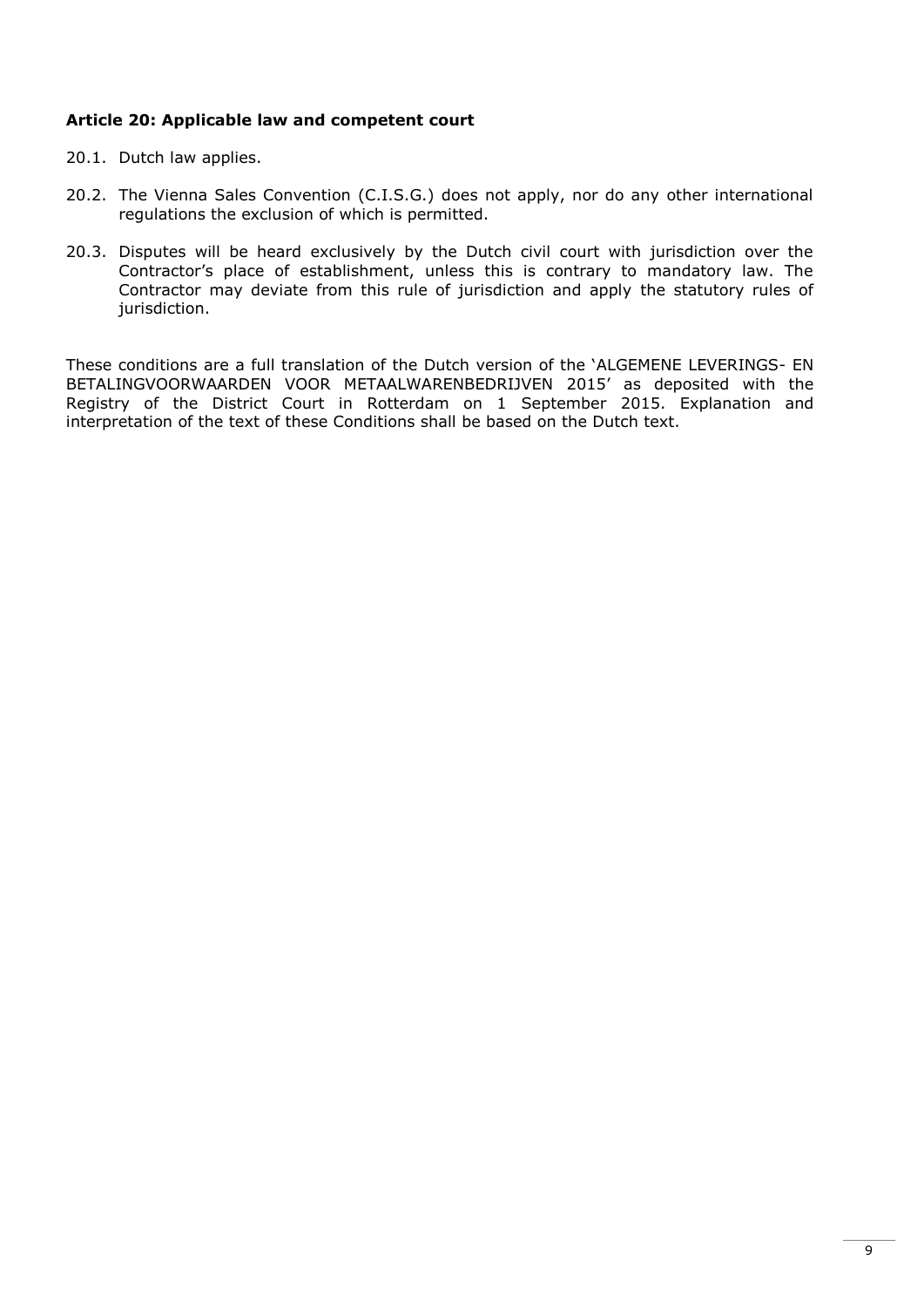**Article 20: Applicable law and competent court**

20.1. Dutch law applies.

20.2. The Vienna Sales Convention (C.I.S.G.) does not apply, nor do any other international regulations the exclusion of which is permitted.

20.3. Disputes will be heard exclusively by the Dutch civil court with jurisdiction over the Contractor's place of establishment, unless this is contrary to mandatory law. The Contractor may deviate from this rule of jurisdiction and apply the statutory rules of jurisdiction.

These conditions are a full translation of the Dutch version of the 'ALGEMENE LEVERINGS- EN BETALINGVOORWAARDEN VOOR METAALWARENBEDRIJVEN 2015' as deposited with the Registry of the District Court in Rotterdam on 1 September 2015. Explanation and interpretation of the text of these Conditions shall be based on the Dutch text.